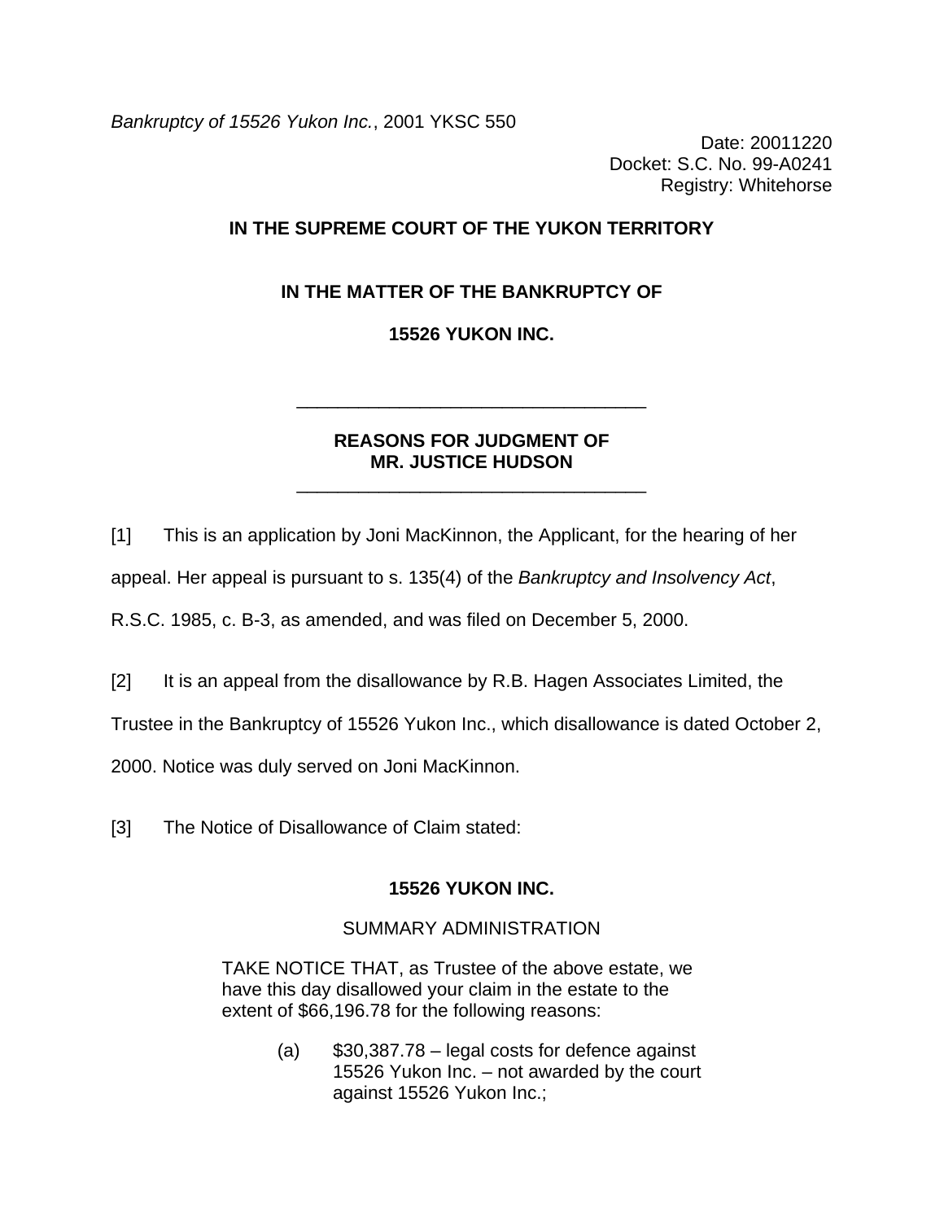*Bankruptcy of 15526 Yukon Inc.*, 2001 YKSC 550

Date: 20011220
Docket: S.C. No. 99-A0241
Registry: Whitehorse

**IN THE SUPREME COURT OF THE YUKON TERRITORY**

**IN THE MATTER OF THE BANKRUPTCY OF**

**15526 YUKON INC.**

---

**REASONS FOR JUDGMENT OF**
**MR. JUSTICE HUDSON**

---

[1] This is an application by Joni MacKinnon, the Applicant, for the hearing of her appeal. Her appeal is pursuant to s. 135(4) of the *Bankruptcy and Insolvency Act*, R.S.C. 1985, c. B-3, as amended, and was filed on December 5, 2000.

[2] It is an appeal from the disallowance by R.B. Hagen Associates Limited, the Trustee in the Bankruptcy of 15526 Yukon Inc., which disallowance is dated October 2, 2000. Notice was duly served on Joni MacKinnon.

[3] The Notice of Disallowance of Claim stated:

> **15526 YUKON INC.**
>
> SUMMARY ADMINISTRATION
>
> TAKE NOTICE THAT, as Trustee of the above estate, we have this day disallowed your claim in the estate to the extent of $66,196.78 for the following reasons:
>
> (a) $30,387.78 – legal costs for defence against 15526 Yukon Inc. – not awarded by the court against 15526 Yukon Inc.;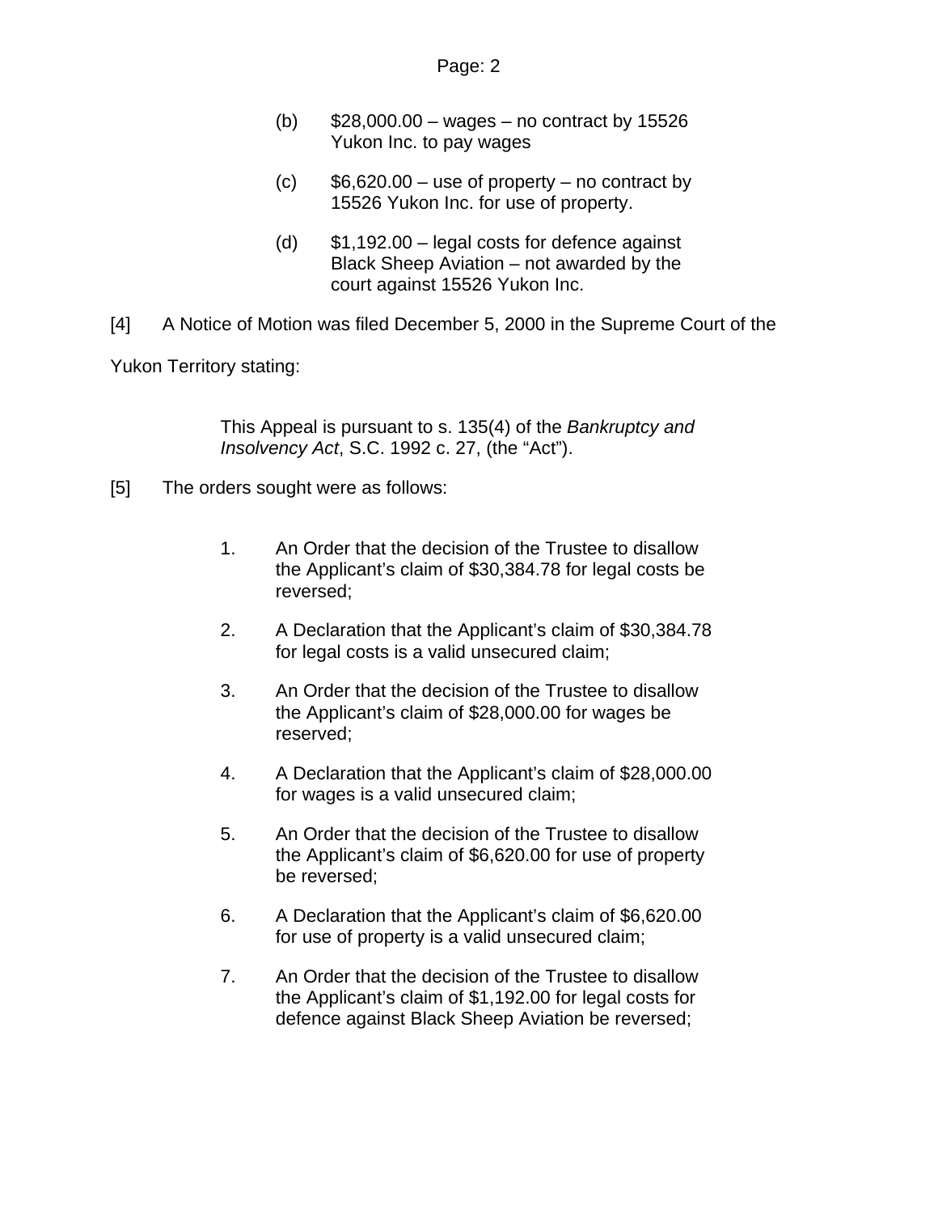(b) $28,000.00 – wages – no contract by 15526 Yukon Inc. to pay wages

(c) $6,620.00 – use of property – no contract by 15526 Yukon Inc. for use of property.

(d) $1,192.00 – legal costs for defence against Black Sheep Aviation – not awarded by the court against 15526 Yukon Inc.

[4] A Notice of Motion was filed December 5, 2000 in the Supreme Court of the Yukon Territory stating:

> This Appeal is pursuant to s. 135(4) of the *Bankruptcy and Insolvency Act*, S.C. 1992 c. 27, (the "Act").

[5] The orders sought were as follows:

1. An Order that the decision of the Trustee to disallow the Applicant's claim of $30,384.78 for legal costs be reversed;
2. A Declaration that the Applicant's claim of $30,384.78 for legal costs is a valid unsecured claim;
3. An Order that the decision of the Trustee to disallow the Applicant's claim of $28,000.00 for wages be reserved;
4. A Declaration that the Applicant's claim of $28,000.00 for wages is a valid unsecured claim;
5. An Order that the decision of the Trustee to disallow the Applicant's claim of $6,620.00 for use of property be reversed;
6. A Declaration that the Applicant's claim of $6,620.00 for use of property is a valid unsecured claim;
7. An Order that the decision of the Trustee to disallow the Applicant's claim of $1,192.00 for legal costs for defence against Black Sheep Aviation be reversed;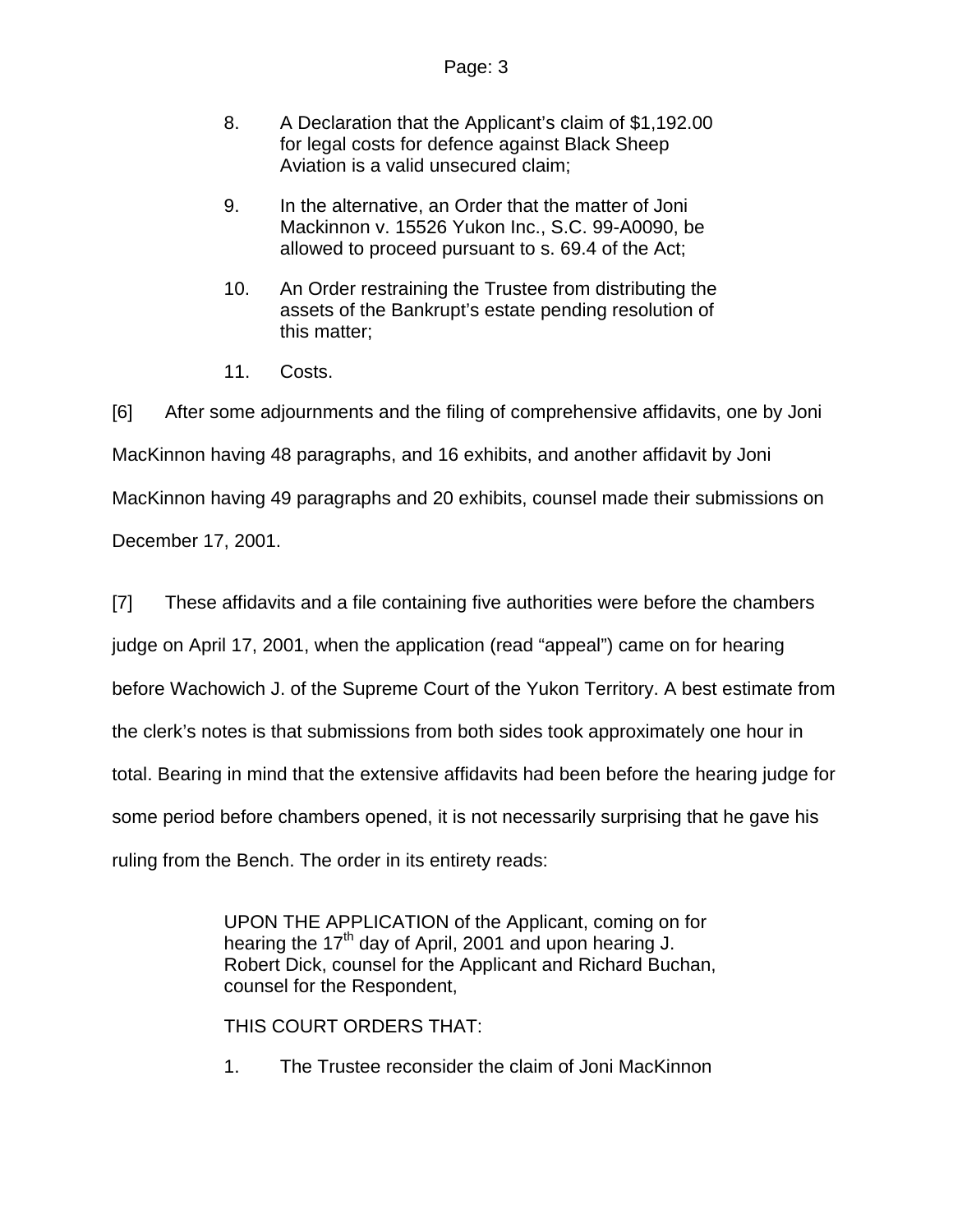8. A Declaration that the Applicant's claim of $1,192.00 for legal costs for defence against Black Sheep Aviation is a valid unsecured claim;

9. In the alternative, an Order that the matter of Joni Mackinnon v. 15526 Yukon Inc., S.C. 99-A0090, be allowed to proceed pursuant to s. 69.4 of the Act;

10. An Order restraining the Trustee from distributing the assets of the Bankrupt's estate pending resolution of this matter;

11. Costs.

[6] After some adjournments and the filing of comprehensive affidavits, one by Joni MacKinnon having 48 paragraphs, and 16 exhibits, and another affidavit by Joni MacKinnon having 49 paragraphs and 20 exhibits, counsel made their submissions on December 17, 2001.

[7] These affidavits and a file containing five authorities were before the chambers judge on April 17, 2001, when the application (read "appeal") came on for hearing before Wachowich J. of the Supreme Court of the Yukon Territory. A best estimate from the clerk's notes is that submissions from both sides took approximately one hour in total. Bearing in mind that the extensive affidavits had been before the hearing judge for some period before chambers opened, it is not necessarily surprising that he gave his ruling from the Bench. The order in its entirety reads:

> UPON THE APPLICATION of the Applicant, coming on for hearing the 17th day of April, 2001 and upon hearing J. Robert Dick, counsel for the Applicant and Richard Buchan, counsel for the Respondent,
>
> THIS COURT ORDERS THAT:
>
> 1. The Trustee reconsider the claim of Joni MacKinnon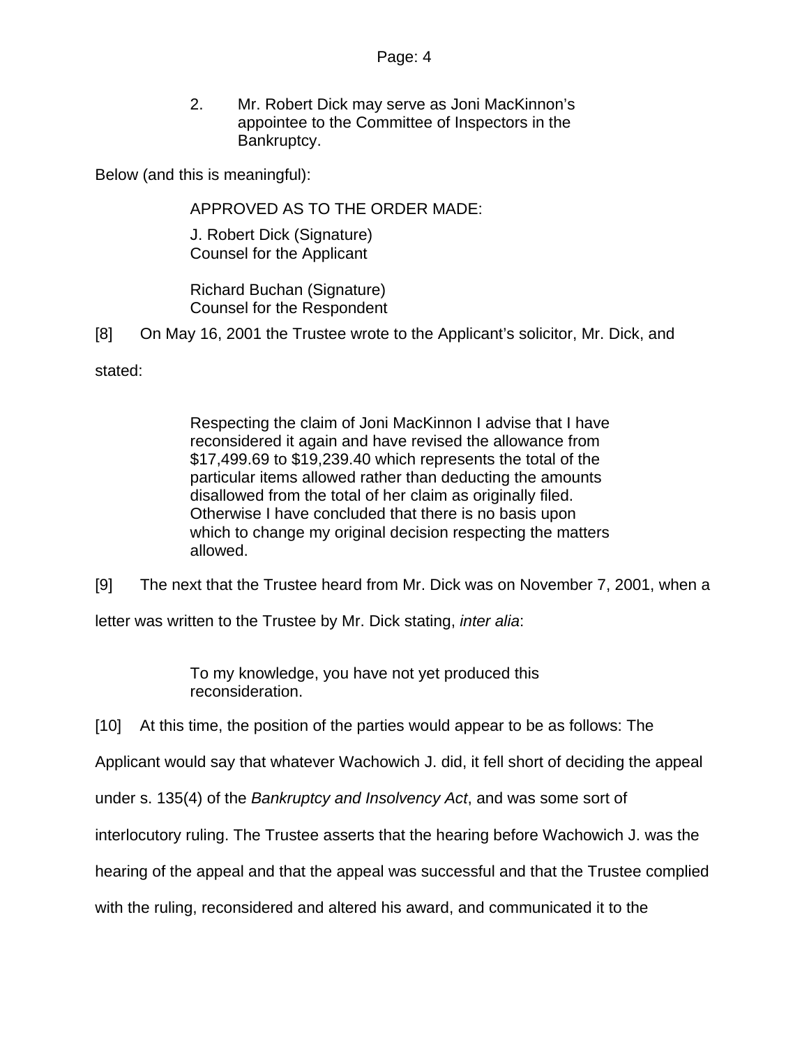> 2. Mr. Robert Dick may serve as Joni MacKinnon's appointee to the Committee of Inspectors in the Bankruptcy.

Below (and this is meaningful):

> APPROVED AS TO THE ORDER MADE:
>
> J. Robert Dick (Signature)
> Counsel for the Applicant
>
> Richard Buchan (Signature)
> Counsel for the Respondent

[8] On May 16, 2001 the Trustee wrote to the Applicant's solicitor, Mr. Dick, and stated:

> Respecting the claim of Joni MacKinnon I advise that I have reconsidered it again and have revised the allowance from \$17,499.69 to \$19,239.40 which represents the total of the particular items allowed rather than deducting the amounts disallowed from the total of her claim as originally filed. Otherwise I have concluded that there is no basis upon which to change my original decision respecting the matters allowed.

[9] The next that the Trustee heard from Mr. Dick was on November 7, 2001, when a letter was written to the Trustee by Mr. Dick stating, *inter alia*:

> To my knowledge, you have not yet produced this reconsideration.

[10] At this time, the position of the parties would appear to be as follows: The Applicant would say that whatever Wachowich J. did, it fell short of deciding the appeal under s. 135(4) of the *Bankruptcy and Insolvency Act*, and was some sort of interlocutory ruling. The Trustee asserts that the hearing before Wachowich J. was the hearing of the appeal and that the appeal was successful and that the Trustee complied with the ruling, reconsidered and altered his award, and communicated it to the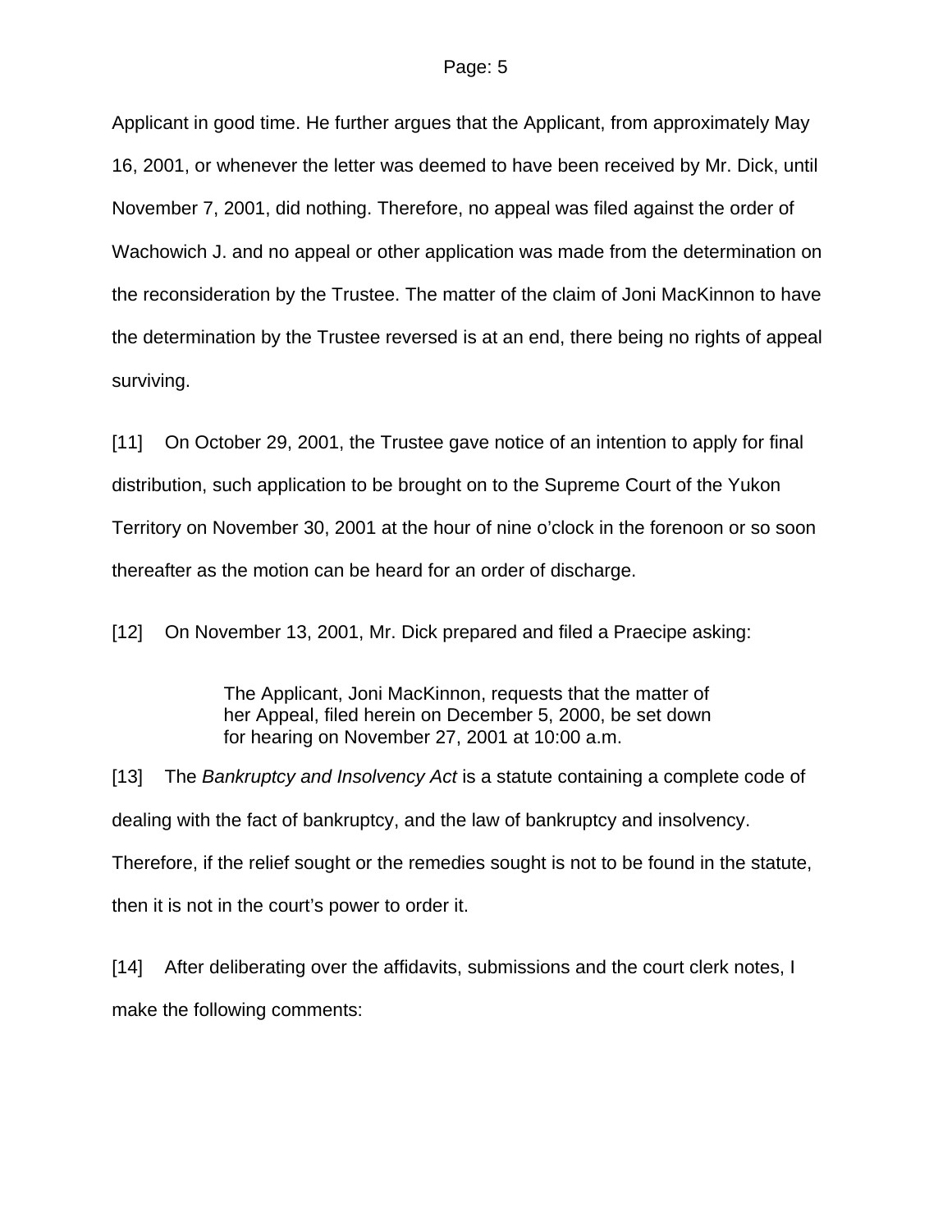Applicant in good time. He further argues that the Applicant, from approximately May 16, 2001, or whenever the letter was deemed to have been received by Mr. Dick, until November 7, 2001, did nothing. Therefore, no appeal was filed against the order of Wachowich J. and no appeal or other application was made from the determination on the reconsideration by the Trustee. The matter of the claim of Joni MacKinnon to have the determination by the Trustee reversed is at an end, there being no rights of appeal surviving.

[11] On October 29, 2001, the Trustee gave notice of an intention to apply for final distribution, such application to be brought on to the Supreme Court of the Yukon Territory on November 30, 2001 at the hour of nine o'clock in the forenoon or so soon thereafter as the motion can be heard for an order of discharge.

[12] On November 13, 2001, Mr. Dick prepared and filed a Praecipe asking:

> The Applicant, Joni MacKinnon, requests that the matter of her Appeal, filed herein on December 5, 2000, be set down for hearing on November 27, 2001 at 10:00 a.m.

[13] The *Bankruptcy and Insolvency Act* is a statute containing a complete code of dealing with the fact of bankruptcy, and the law of bankruptcy and insolvency. Therefore, if the relief sought or the remedies sought is not to be found in the statute, then it is not in the court's power to order it.

[14] After deliberating over the affidavits, submissions and the court clerk notes, I make the following comments: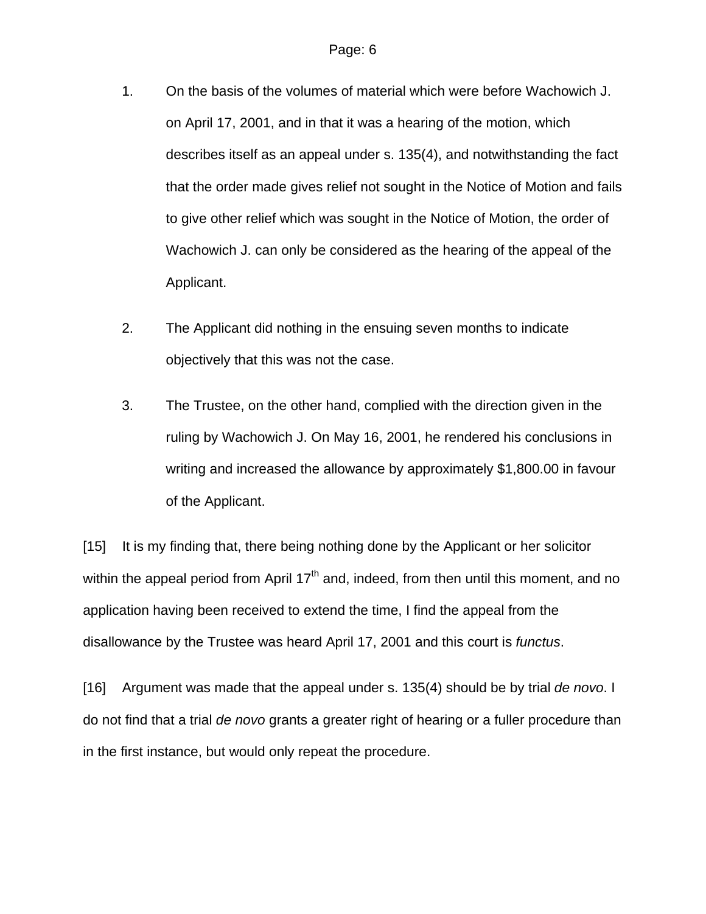1. On the basis of the volumes of material which were before Wachowich J. on April 17, 2001, and in that it was a hearing of the motion, which describes itself as an appeal under s. 135(4), and notwithstanding the fact that the order made gives relief not sought in the Notice of Motion and fails to give other relief which was sought in the Notice of Motion, the order of Wachowich J. can only be considered as the hearing of the appeal of the Applicant.

2. The Applicant did nothing in the ensuing seven months to indicate objectively that this was not the case.

3. The Trustee, on the other hand, complied with the direction given in the ruling by Wachowich J. On May 16, 2001, he rendered his conclusions in writing and increased the allowance by approximately $1,800.00 in favour of the Applicant.

[15] It is my finding that, there being nothing done by the Applicant or her solicitor within the appeal period from April 17th and, indeed, from then until this moment, and no application having been received to extend the time, I find the appeal from the disallowance by the Trustee was heard April 17, 2001 and this court is *functus*.

[16] Argument was made that the appeal under s. 135(4) should be by trial *de novo*. I do not find that a trial *de novo* grants a greater right of hearing or a fuller procedure than in the first instance, but would only repeat the procedure.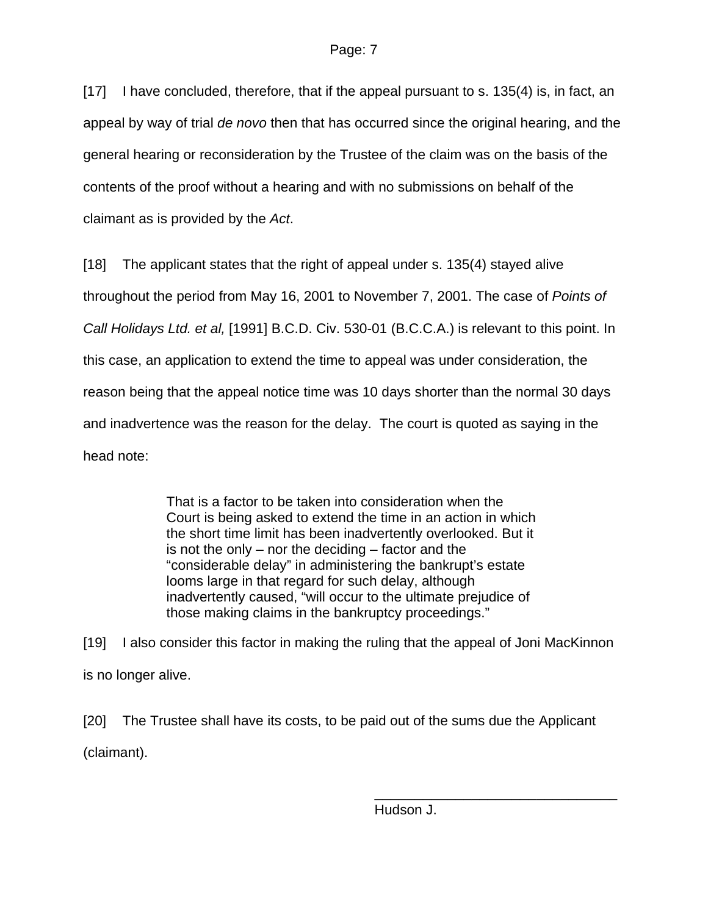[17] I have concluded, therefore, that if the appeal pursuant to s. 135(4) is, in fact, an appeal by way of trial *de novo* then that has occurred since the original hearing, and the general hearing or reconsideration by the Trustee of the claim was on the basis of the contents of the proof without a hearing and with no submissions on behalf of the claimant as is provided by the *Act*.

[18] The applicant states that the right of appeal under s. 135(4) stayed alive throughout the period from May 16, 2001 to November 7, 2001. The case of *Points of Call Holidays Ltd. et al,* [1991] B.C.D. Civ. 530-01 (B.C.C.A.) is relevant to this point. In this case, an application to extend the time to appeal was under consideration, the reason being that the appeal notice time was 10 days shorter than the normal 30 days and inadvertence was the reason for the delay. The court is quoted as saying in the head note:

> That is a factor to be taken into consideration when the Court is being asked to extend the time in an action in which the short time limit has been inadvertently overlooked. But it is not the only – nor the deciding – factor and the "considerable delay" in administering the bankrupt's estate looms large in that regard for such delay, although inadvertently caused, "will occur to the ultimate prejudice of those making claims in the bankruptcy proceedings."

[19] I also consider this factor in making the ruling that the appeal of Joni MacKinnon is no longer alive.

[20] The Trustee shall have its costs, to be paid out of the sums due the Applicant (claimant).

\_\_\_\_\_\_\_\_\_\_\_\_\_\_\_\_\_\_\_\_\_\_\_\_\_\_\_\_\_\_\_\_

Hudson J.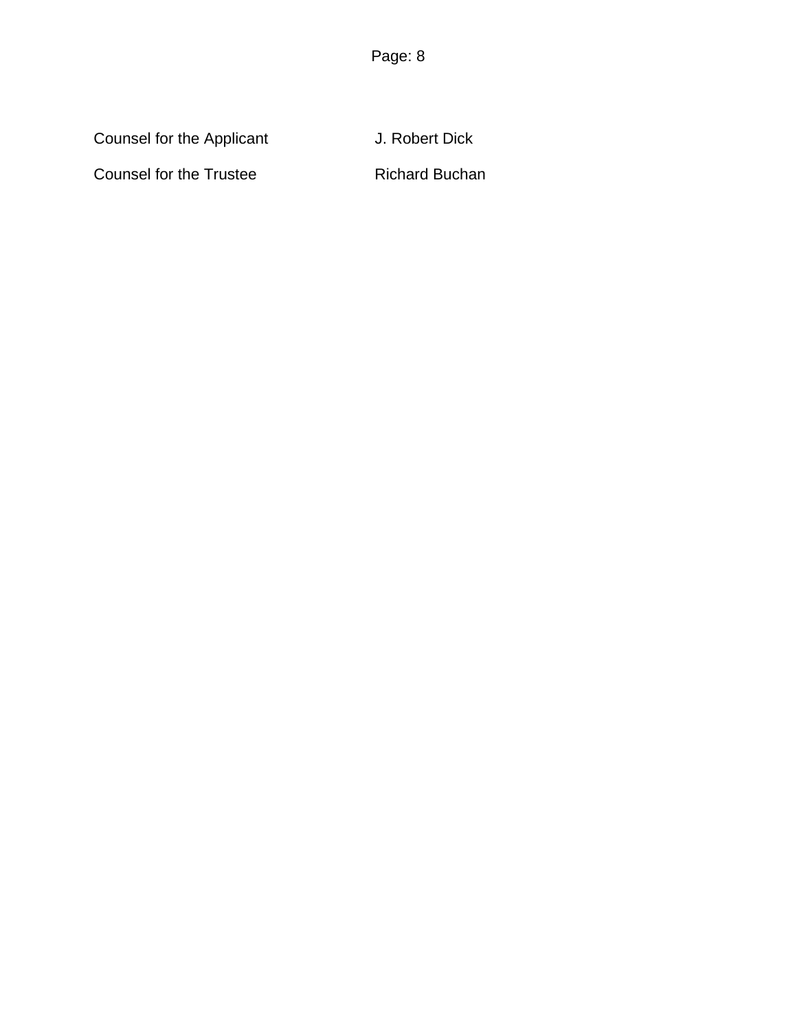| | |
|---|---|
| Counsel for the Applicant | J. Robert Dick |
| Counsel for the Trustee | Richard Buchan |